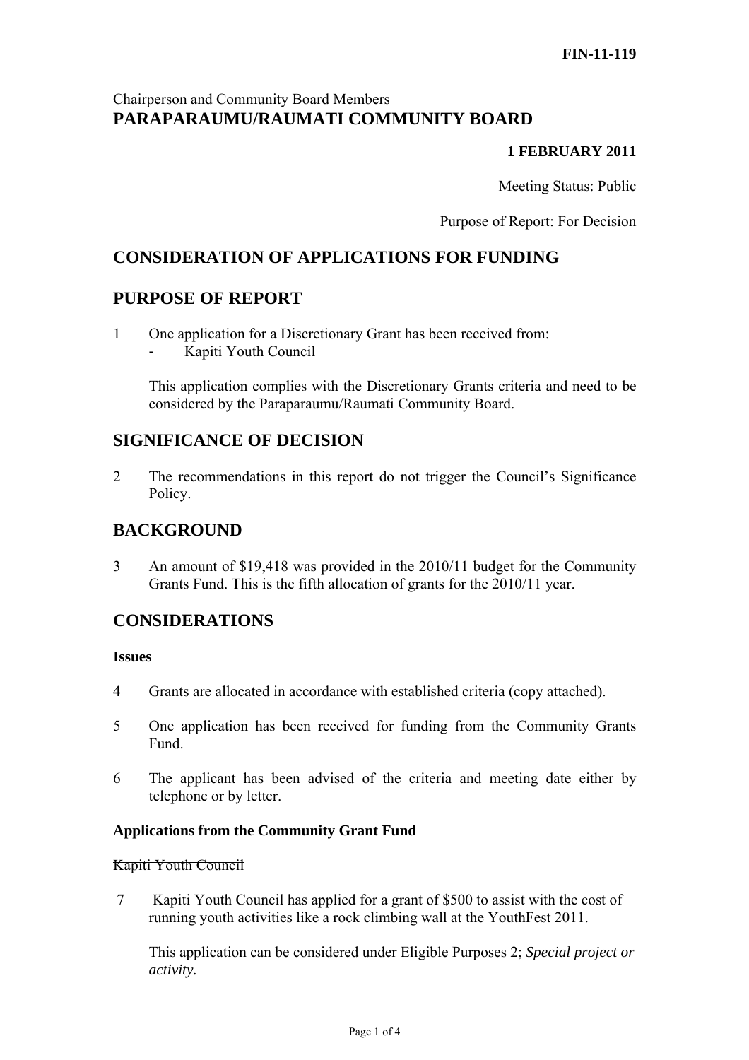**FIN-11-119**

Chairperson and Community Board Members
**PARAPARAUMU/RAUMATI COMMUNITY BOARD**

**1 FEBRUARY 2011**

Meeting Status: Public

Purpose of Report: For Decision

## CONSIDERATION OF APPLICATIONS FOR FUNDING

## PURPOSE OF REPORT

1 One application for a Discretionary Grant has been received from:
 - Kapiti Youth Council

 This application complies with the Discretionary Grants criteria and need to be considered by the Paraparaumu/Raumati Community Board.

## SIGNIFICANCE OF DECISION

2 The recommendations in this report do not trigger the Council's Significance Policy.

## BACKGROUND

3 An amount of $19,418 was provided in the 2010/11 budget for the Community Grants Fund. This is the fifth allocation of grants for the 2010/11 year.

## CONSIDERATIONS

### Issues

4 Grants are allocated in accordance with established criteria (copy attached).

5 One application has been received for funding from the Community Grants Fund.

6 The applicant has been advised of the criteria and meeting date either by telephone or by letter.

### Applications from the Community Grant Fund

~~Kapiti Youth Council~~

7 Kapiti Youth Council has applied for a grant of $500 to assist with the cost of running youth activities like a rock climbing wall at the YouthFest 2011.

 This application can be considered under Eligible Purposes 2; *Special project or activity.*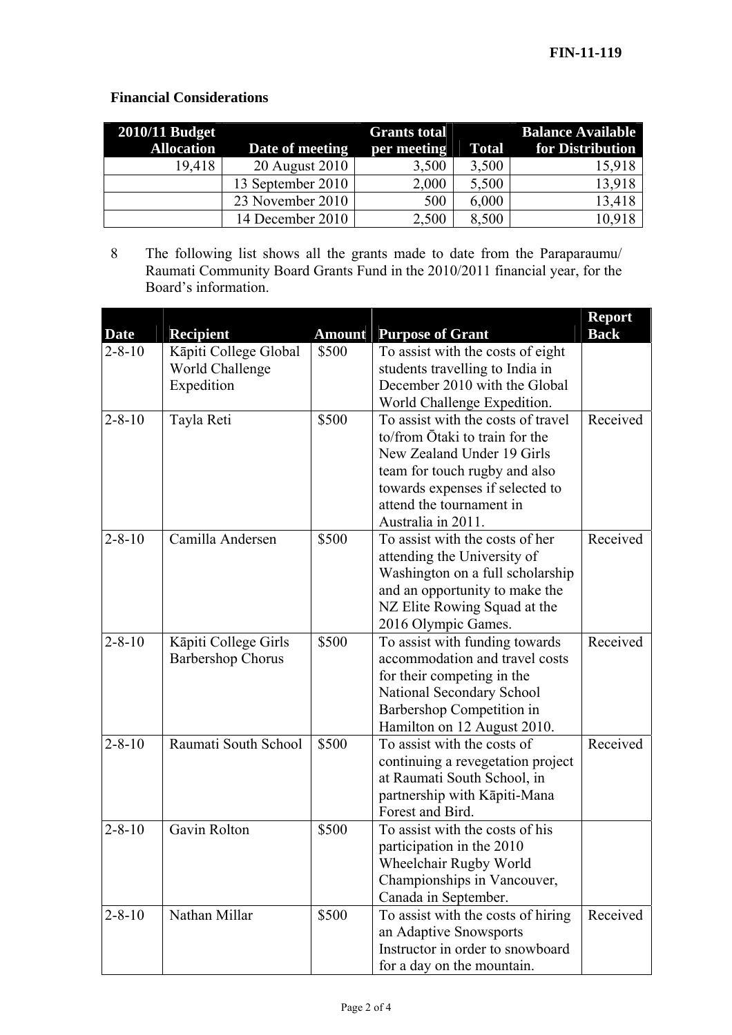FIN-11-119

**Financial Considerations**

| 2010/11 Budget Allocation | Date of meeting | Grants total per meeting | Total | Balance Available for Distribution |
|---|---|---|---|---|
| 19,418 | 20 August 2010 | 3,500 | 3,500 | 15,918 |
| | 13 September 2010 | 2,000 | 5,500 | 13,918 |
| | 23 November 2010 | 500 | 6,000 | 13,418 |
| | 14 December 2010 | 2,500 | 8,500 | 10,918 |

8 The following list shows all the grants made to date from the Paraparaumu/ Raumati Community Board Grants Fund in the 2010/2011 financial year, for the Board's information.

| Date | Recipient | Amount | Purpose of Grant | Report Back |
|---|---|---|---|---|
| 2-8-10 | Kāpiti College Global World Challenge Expedition | $500 | To assist with the costs of eight students travelling to India in December 2010 with the Global World Challenge Expedition. | |
| 2-8-10 | Tayla Reti | $500 | To assist with the costs of travel to/from Ōtaki to train for the New Zealand Under 19 Girls team for touch rugby and also towards expenses if selected to attend the tournament in Australia in 2011. | Received |
| 2-8-10 | Camilla Andersen | $500 | To assist with the costs of her attending the University of Washington on a full scholarship and an opportunity to make the NZ Elite Rowing Squad at the 2016 Olympic Games. | Received |
| 2-8-10 | Kāpiti College Girls Barbershop Chorus | $500 | To assist with funding towards accommodation and travel costs for their competing in the National Secondary School Barbershop Competition in Hamilton on 12 August 2010. | Received |
| 2-8-10 | Raumati South School | $500 | To assist with the costs of continuing a revegetation project at Raumati South School, in partnership with Kāpiti-Mana Forest and Bird. | Received |
| 2-8-10 | Gavin Rolton | $500 | To assist with the costs of his participation in the 2010 Wheelchair Rugby World Championships in Vancouver, Canada in September. | |
| 2-8-10 | Nathan Millar | $500 | To assist with the costs of hiring an Adaptive Snowsports Instructor in order to snowboard for a day on the mountain. | Received |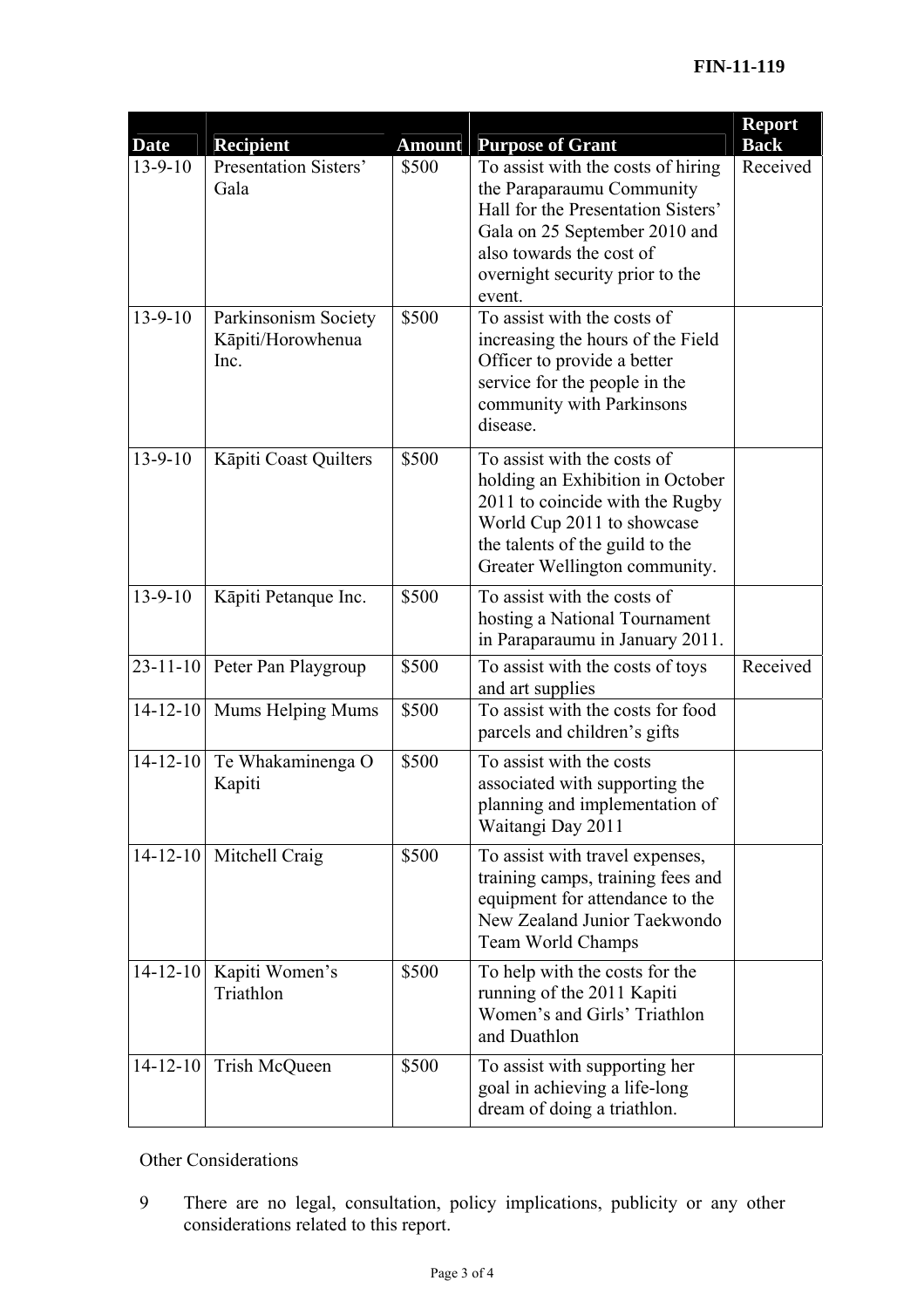| Date | Recipient | Amount | Purpose of Grant | Report Back |
|---|---|---|---|---|
| 13-9-10 | Presentation Sisters' Gala | $500 | To assist with the costs of hiring the Paraparaumu Community Hall for the Presentation Sisters' Gala on 25 September 2010 and also towards the cost of overnight security prior to the event. | Received |
| 13-9-10 | Parkinsonism Society Kāpiti/Horowhenua Inc. | $500 | To assist with the costs of increasing the hours of the Field Officer to provide a better service for the people in the community with Parkinsons disease. | |
| 13-9-10 | Kāpiti Coast Quilters | $500 | To assist with the costs of holding an Exhibition in October 2011 to coincide with the Rugby World Cup 2011 to showcase the talents of the guild to the Greater Wellington community. | |
| 13-9-10 | Kāpiti Petanque Inc. | $500 | To assist with the costs of hosting a National Tournament in Paraparaumu in January 2011. | |
| 23-11-10 | Peter Pan Playgroup | $500 | To assist with the costs of toys and art supplies | Received |
| 14-12-10 | Mums Helping Mums | $500 | To assist with the costs for food parcels and children's gifts | |
| 14-12-10 | Te Whakaminenga O Kapiti | $500 | To assist with the costs associated with supporting the planning and implementation of Waitangi Day 2011 | |
| 14-12-10 | Mitchell Craig | $500 | To assist with travel expenses, training camps, training fees and equipment for attendance to the New Zealand Junior Taekwondo Team World Champs | |
| 14-12-10 | Kapiti Women's Triathlon | $500 | To help with the costs for the running of the 2011 Kapiti Women's and Girls' Triathlon and Duathlon | |
| 14-12-10 | Trish McQueen | $500 | To assist with supporting her goal in achieving a life-long dream of doing a triathlon. | |

Other Considerations

9 There are no legal, consultation, policy implications, publicity or any other considerations related to this report.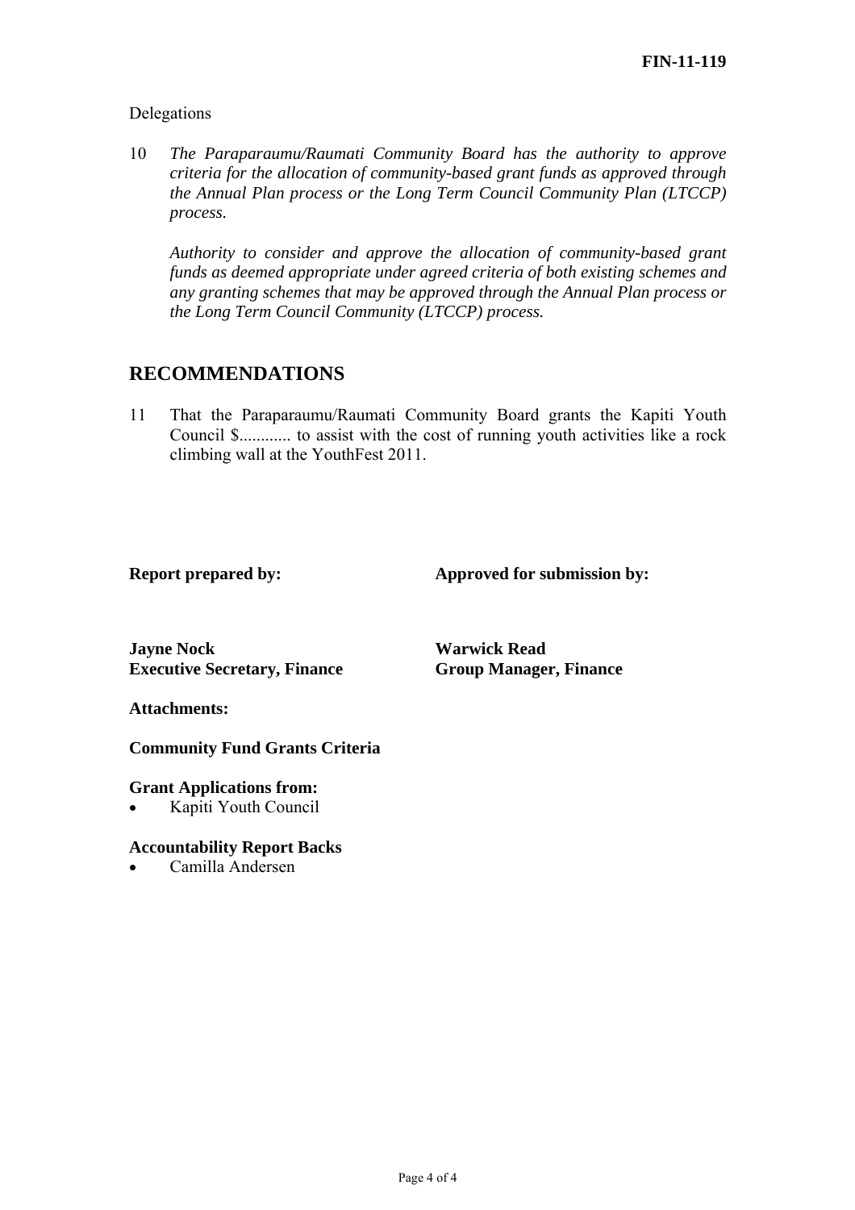Delegations

10 *The Paraparaumu/Raumati Community Board has the authority to approve criteria for the allocation of community-based grant funds as approved through the Annual Plan process or the Long Term Council Community Plan (LTCCP) process.*

*Authority to consider and approve the allocation of community-based grant funds as deemed appropriate under agreed criteria of both existing schemes and any granting schemes that may be approved through the Annual Plan process or the Long Term Council Community (LTCCP) process.*

## RECOMMENDATIONS

11 That the Paraparaumu/Raumati Community Board grants the Kapiti Youth Council $............ to assist with the cost of running youth activities like a rock climbing wall at the YouthFest 2011.

**Report prepared by:** **Approved for submission by:**

**Jayne Nock**
**Executive Secretary, Finance**

**Warwick Read**
**Group Manager, Finance**

**Attachments:**

**Community Fund Grants Criteria**

**Grant Applications from:**

- Kapiti Youth Council

**Accountability Report Backs**

- Camilla Andersen